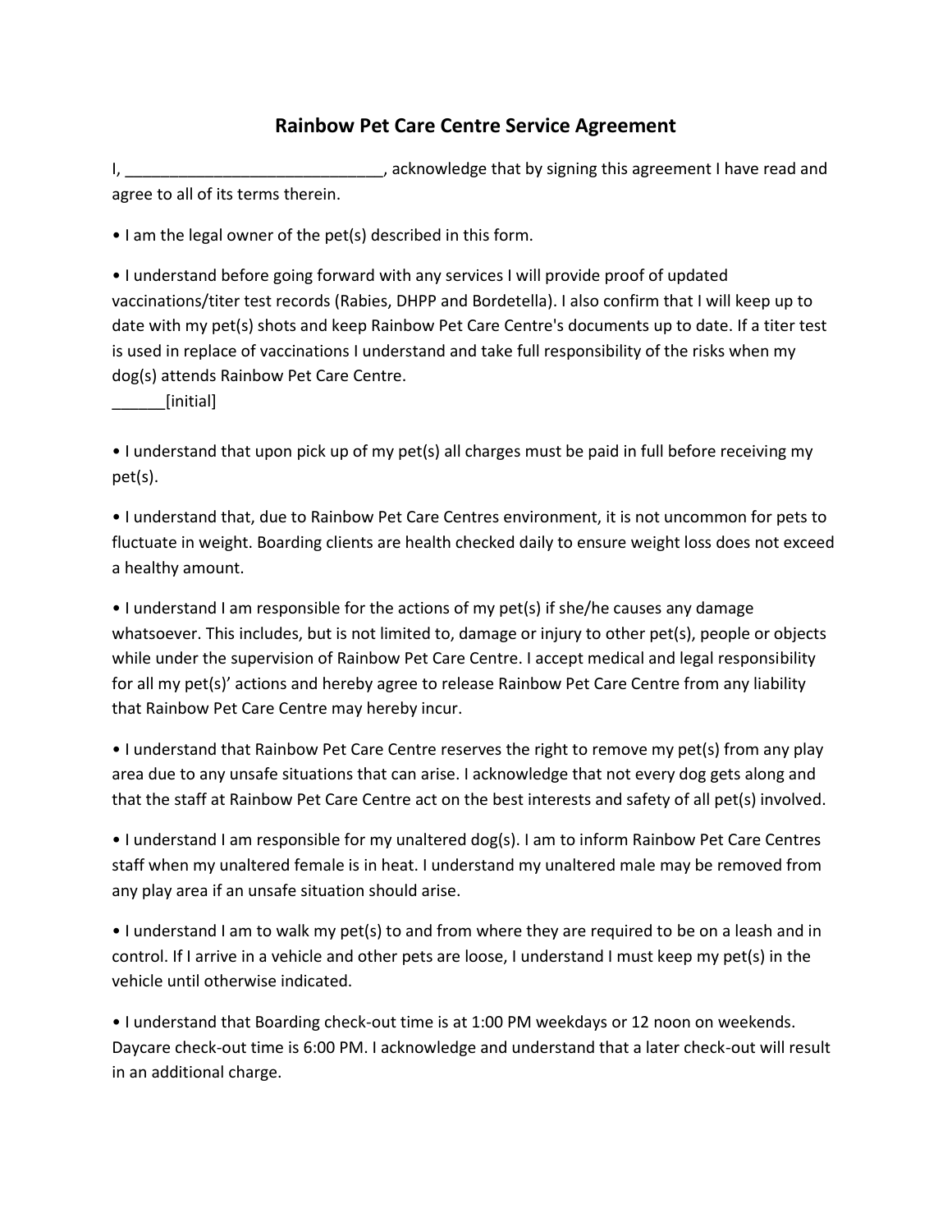# Rainbow Pet Care Centre Service Agreement

I, _____________________________, acknowledge that by signing this agreement I have read and agree to all of its terms therein.

• I am the legal owner of the pet(s) described in this form.

• I understand before going forward with any services I will provide proof of updated vaccinations/titer test records (Rabies, DHPP and Bordetella). I also confirm that I will keep up to date with my pet(s) shots and keep Rainbow Pet Care Centre's documents up to date. If a titer test is used in replace of vaccinations I understand and take full responsibility of the risks when my dog(s) attends Rainbow Pet Care Centre.
______[initial]

• I understand that upon pick up of my pet(s) all charges must be paid in full before receiving my pet(s).

• I understand that, due to Rainbow Pet Care Centres environment, it is not uncommon for pets to fluctuate in weight. Boarding clients are health checked daily to ensure weight loss does not exceed a healthy amount.

• I understand I am responsible for the actions of my pet(s) if she/he causes any damage whatsoever. This includes, but is not limited to, damage or injury to other pet(s), people or objects while under the supervision of Rainbow Pet Care Centre. I accept medical and legal responsibility for all my pet(s)' actions and hereby agree to release Rainbow Pet Care Centre from any liability that Rainbow Pet Care Centre may hereby incur.

• I understand that Rainbow Pet Care Centre reserves the right to remove my pet(s) from any play area due to any unsafe situations that can arise. I acknowledge that not every dog gets along and that the staff at Rainbow Pet Care Centre act on the best interests and safety of all pet(s) involved.

• I understand I am responsible for my unaltered dog(s). I am to inform Rainbow Pet Care Centres staff when my unaltered female is in heat. I understand my unaltered male may be removed from any play area if an unsafe situation should arise.

• I understand I am to walk my pet(s) to and from where they are required to be on a leash and in control. If I arrive in a vehicle and other pets are loose, I understand I must keep my pet(s) in the vehicle until otherwise indicated.

• I understand that Boarding check-out time is at 1:00 PM weekdays or 12 noon on weekends. Daycare check-out time is 6:00 PM. I acknowledge and understand that a later check-out will result in an additional charge.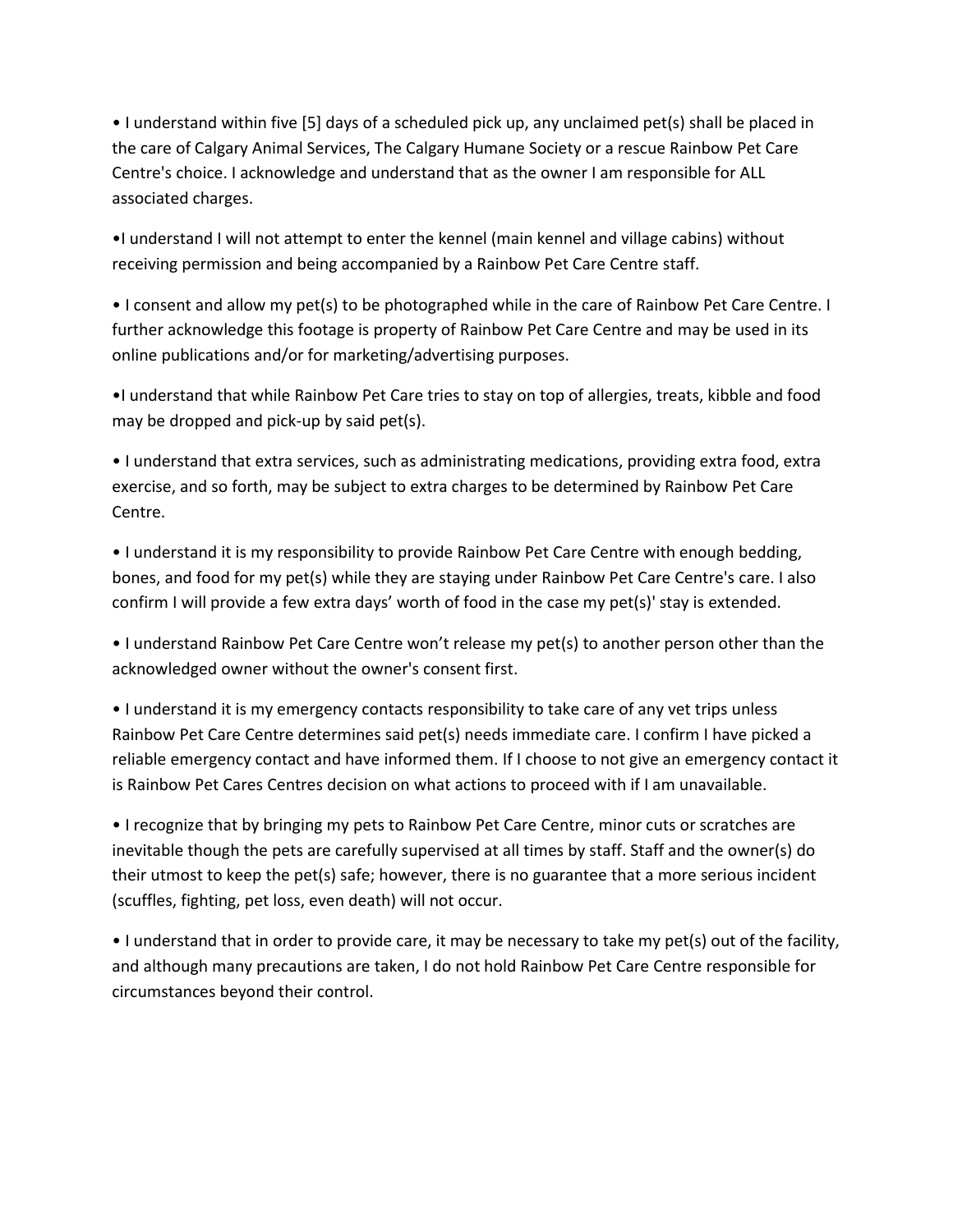- I understand within five [5] days of a scheduled pick up, any unclaimed pet(s) shall be placed in the care of Calgary Animal Services, The Calgary Humane Society or a rescue Rainbow Pet Care Centre's choice. I acknowledge and understand that as the owner I am responsible for ALL associated charges.

- I understand I will not attempt to enter the kennel (main kennel and village cabins) without receiving permission and being accompanied by a Rainbow Pet Care Centre staff.

- I consent and allow my pet(s) to be photographed while in the care of Rainbow Pet Care Centre. I further acknowledge this footage is property of Rainbow Pet Care Centre and may be used in its online publications and/or for marketing/advertising purposes.

- I understand that while Rainbow Pet Care tries to stay on top of allergies, treats, kibble and food may be dropped and pick-up by said pet(s).

- I understand that extra services, such as administrating medications, providing extra food, extra exercise, and so forth, may be subject to extra charges to be determined by Rainbow Pet Care Centre.

- I understand it is my responsibility to provide Rainbow Pet Care Centre with enough bedding, bones, and food for my pet(s) while they are staying under Rainbow Pet Care Centre's care. I also confirm I will provide a few extra days' worth of food in the case my pet(s)' stay is extended.

- I understand Rainbow Pet Care Centre won't release my pet(s) to another person other than the acknowledged owner without the owner's consent first.

- I understand it is my emergency contacts responsibility to take care of any vet trips unless Rainbow Pet Care Centre determines said pet(s) needs immediate care. I confirm I have picked a reliable emergency contact and have informed them. If I choose to not give an emergency contact it is Rainbow Pet Cares Centres decision on what actions to proceed with if I am unavailable.

- I recognize that by bringing my pets to Rainbow Pet Care Centre, minor cuts or scratches are inevitable though the pets are carefully supervised at all times by staff. Staff and the owner(s) do their utmost to keep the pet(s) safe; however, there is no guarantee that a more serious incident (scuffles, fighting, pet loss, even death) will not occur.

- I understand that in order to provide care, it may be necessary to take my pet(s) out of the facility, and although many precautions are taken, I do not hold Rainbow Pet Care Centre responsible for circumstances beyond their control.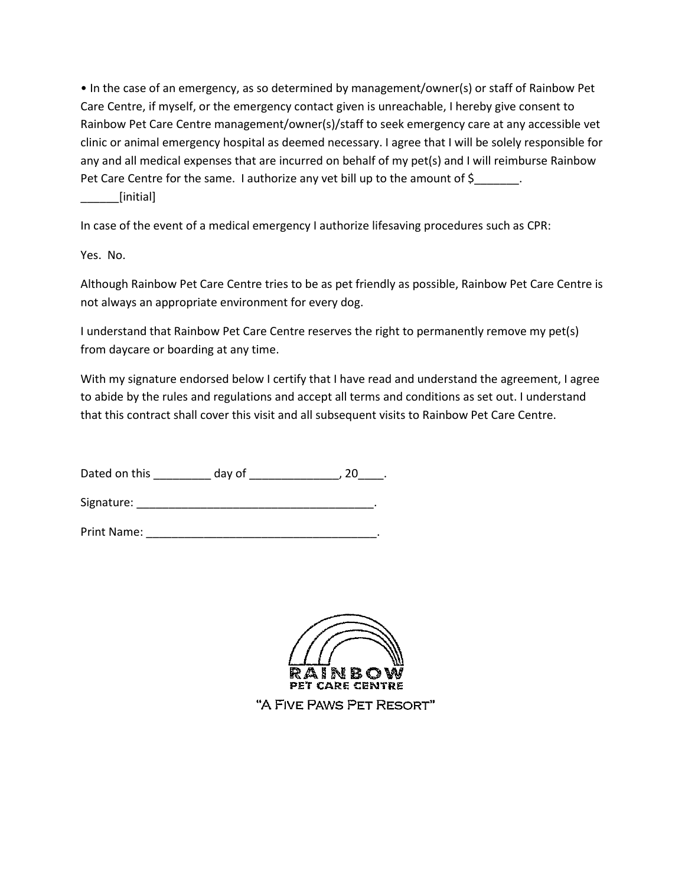• In the case of an emergency, as so determined by management/owner(s) or staff of Rainbow Pet Care Centre, if myself, or the emergency contact given is unreachable, I hereby give consent to Rainbow Pet Care Centre management/owner(s)/staff to seek emergency care at any accessible vet clinic or animal emergency hospital as deemed necessary. I agree that I will be solely responsible for any and all medical expenses that are incurred on behalf of my pet(s) and I will reimburse Rainbow Pet Care Centre for the same. I authorize any vet bill up to the amount of $_______.
______[initial]

In case of the event of a medical emergency I authorize lifesaving procedures such as CPR:

Yes. No.

Although Rainbow Pet Care Centre tries to be as pet friendly as possible, Rainbow Pet Care Centre is not always an appropriate environment for every dog.

I understand that Rainbow Pet Care Centre reserves the right to permanently remove my pet(s) from daycare or boarding at any time.

With my signature endorsed below I certify that I have read and understand the agreement, I agree to abide by the rules and regulations and accept all terms and conditions as set out. I understand that this contract shall cover this visit and all subsequent visits to Rainbow Pet Care Centre.

Dated on this _________ day of ______________, 20____.

Signature: ______________________________________.

Print Name: ____________________________________.

RAINBOW
PET CARE CENTRE
"A Five Paws Pet Resort"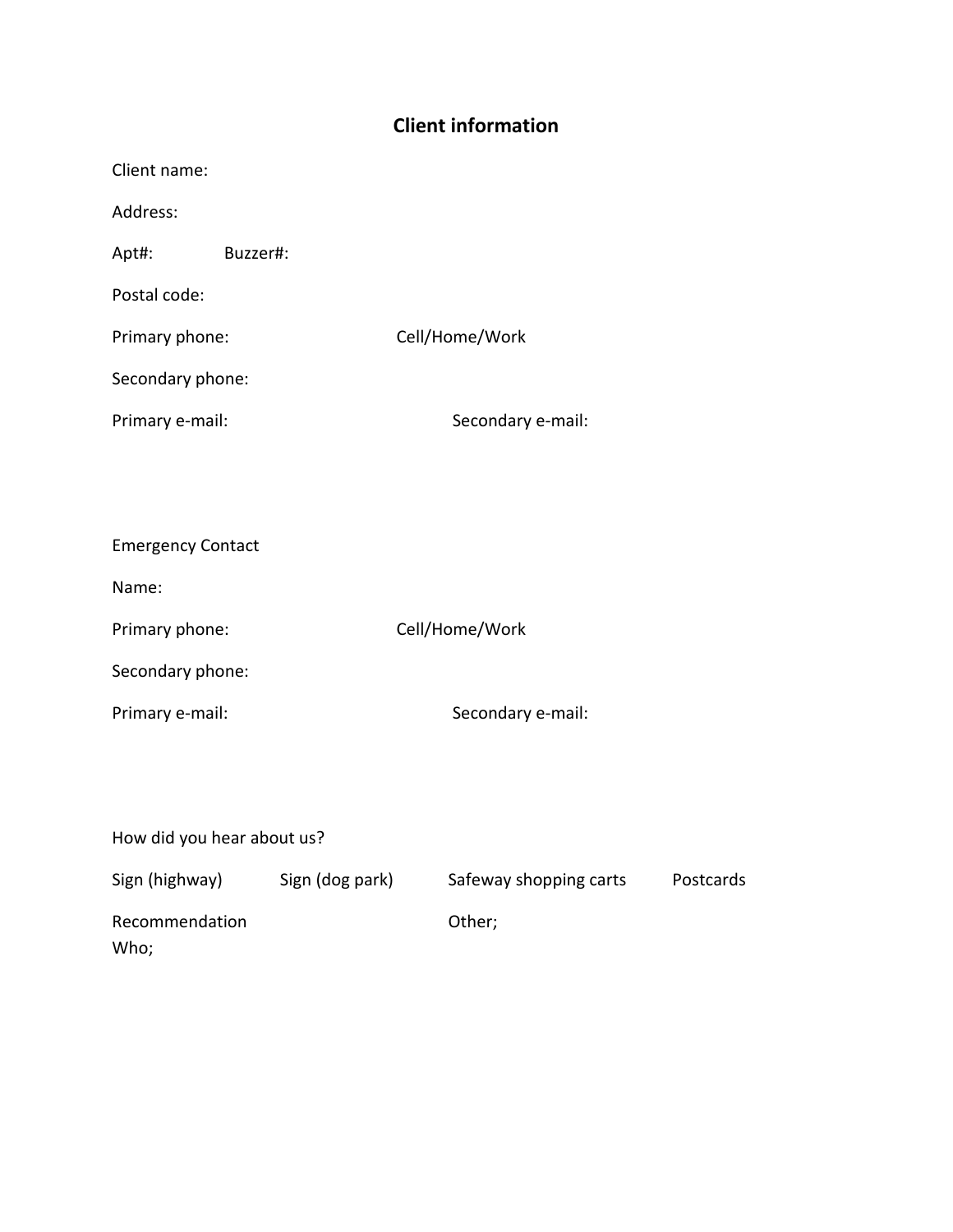# Client information

Client name:

Address:

Apt#: Buzzer#:

Postal code:

Primary phone: Cell/Home/Work

Secondary phone:

Primary e-mail: Secondary e-mail:

Emergency Contact

Name:

Primary phone: Cell/Home/Work

Secondary phone:

Primary e-mail: Secondary e-mail:

How did you hear about us?

Sign (highway) Sign (dog park) Safeway shopping carts Postcards

Recommendation Other;
Who;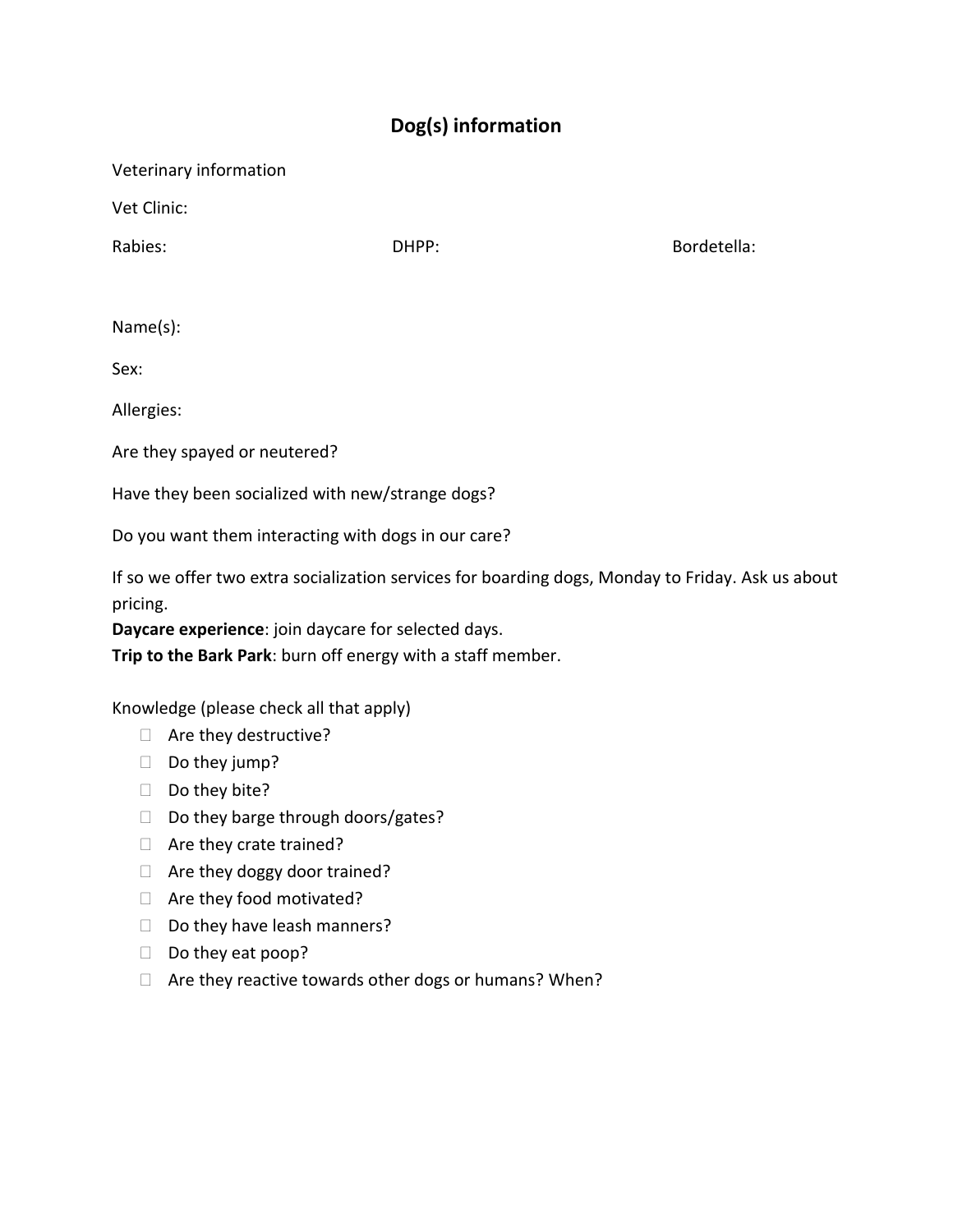## Dog(s) information

Veterinary information

Vet Clinic:

Rabies: DHPP: Bordetella:

Name(s):

Sex:

Allergies:

Are they spayed or neutered?

Have they been socialized with new/strange dogs?

Do you want them interacting with dogs in our care?

If so we offer two extra socialization services for boarding dogs, Monday to Friday. Ask us about pricing.
**Daycare experience**: join daycare for selected days.
**Trip to the Bark Park**: burn off energy with a staff member.

Knowledge (please check all that apply)

- ☐ Are they destructive?
- ☐ Do they jump?
- ☐ Do they bite?
- ☐ Do they barge through doors/gates?
- ☐ Are they crate trained?
- ☐ Are they doggy door trained?
- ☐ Are they food motivated?
- ☐ Do they have leash manners?
- ☐ Do they eat poop?
- ☐ Are they reactive towards other dogs or humans? When?